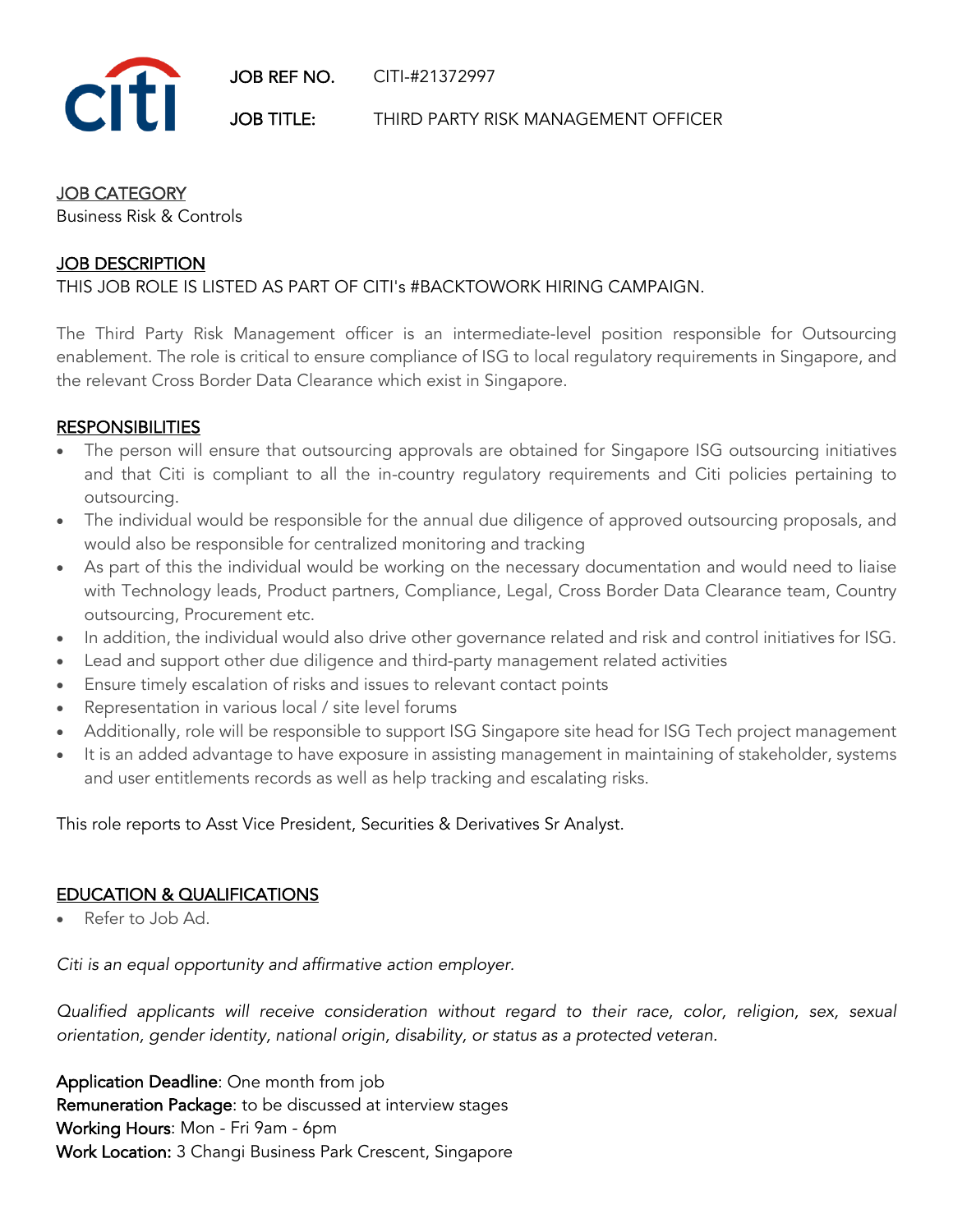**JOB REF NO.** CITI-#21372997

**JOB TITLE:** THIRD PARTY RISK MANAGEMENT OFFICER

## JOB CATEGORY

Business Risk & Controls

## JOB DESCRIPTION

THIS JOB ROLE IS LISTED AS PART OF CITI's #BACKTOWORK HIRING CAMPAIGN.

The Third Party Risk Management officer is an intermediate-level position responsible for Outsourcing enablement. The role is critical to ensure compliance of ISG to local regulatory requirements in Singapore, and the relevant Cross Border Data Clearance which exist in Singapore.

## RESPONSIBILITIES

- The person will ensure that outsourcing approvals are obtained for Singapore ISG outsourcing initiatives and that Citi is compliant to all the in-country regulatory requirements and Citi policies pertaining to outsourcing.
- The individual would be responsible for the annual due diligence of approved outsourcing proposals, and would also be responsible for centralized monitoring and tracking
- As part of this the individual would be working on the necessary documentation and would need to liaise with Technology leads, Product partners, Compliance, Legal, Cross Border Data Clearance team, Country outsourcing, Procurement etc.
- In addition, the individual would also drive other governance related and risk and control initiatives for ISG.
- Lead and support other due diligence and third-party management related activities
- Ensure timely escalation of risks and issues to relevant contact points
- Representation in various local / site level forums
- Additionally, role will be responsible to support ISG Singapore site head for ISG Tech project management
- It is an added advantage to have exposure in assisting management in maintaining of stakeholder, systems and user entitlements records as well as help tracking and escalating risks.

This role reports to Asst Vice President, Securities & Derivatives Sr Analyst.

## EDUCATION & QUALIFICATIONS

- Refer to Job Ad.

*Citi is an equal opportunity and affirmative action employer.*

*Qualified applicants will receive consideration without regard to their race, color, religion, sex, sexual orientation, gender identity, national origin, disability, or status as a protected veteran.*

**Application Deadline**: One month from job
**Remuneration Package**: to be discussed at interview stages
**Working Hours**: Mon - Fri 9am - 6pm
**Work Location:** 3 Changi Business Park Crescent, Singapore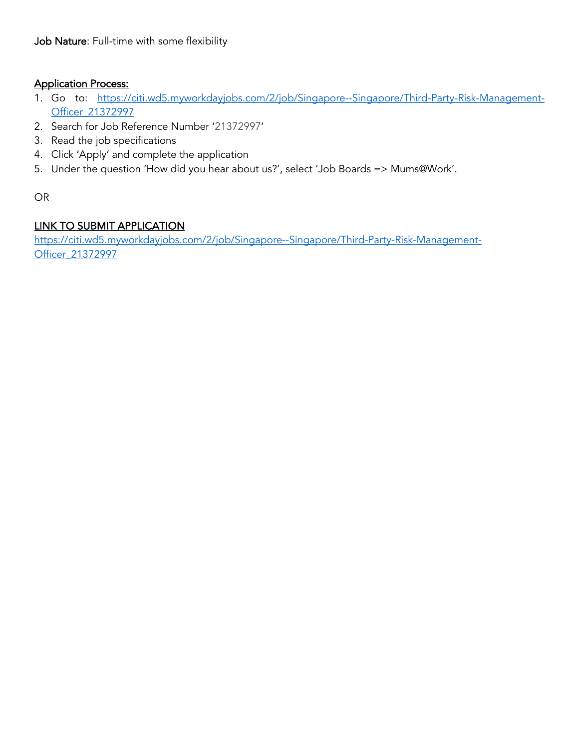**Job Nature**: Full-time with some flexibility

**Application Process:**

1. Go to: https://citi.wd5.myworkdayjobs.com/2/job/Singapore--Singapore/Third-Party-Risk-Management-Officer_21372997
2. Search for Job Reference Number '21372997'
3. Read the job specifications
4. Click 'Apply' and complete the application
5. Under the question 'How did you hear about us?', select 'Job Boards => Mums@Work'.

OR

**LINK TO SUBMIT APPLICATION**

https://citi.wd5.myworkdayjobs.com/2/job/Singapore--Singapore/Third-Party-Risk-Management-Officer_21372997